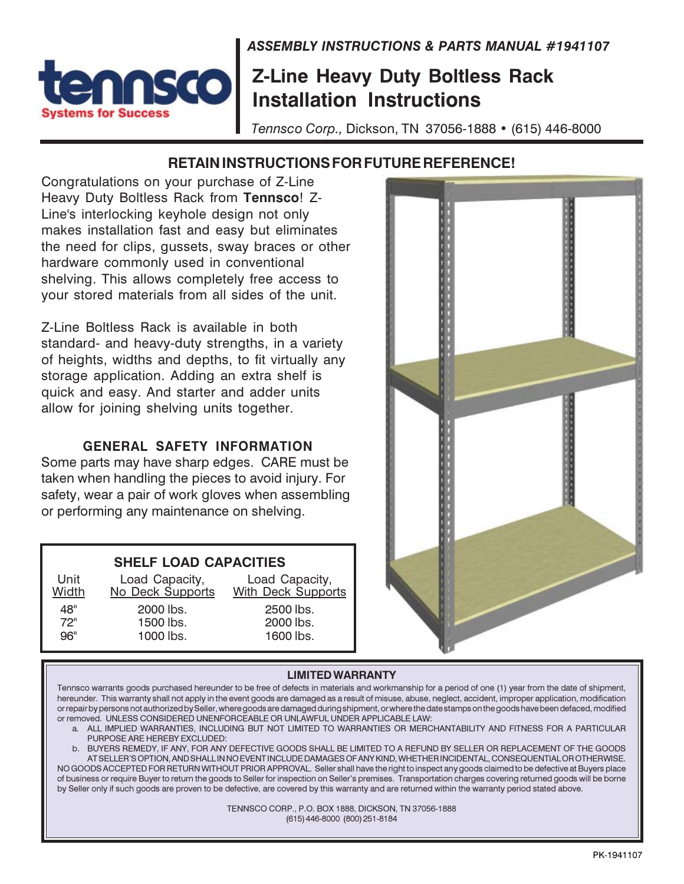*ASSEMBLY INSTRUCTIONS & PARTS MANUAL #1941107*

tennsco
Systems for Success

# Z-Line Heavy Duty Boltless Rack Installation Instructions

*Tennsco Corp.,* Dickson, TN 37056-1888 • (615) 446-8000

## RETAIN INSTRUCTIONS FOR FUTURE REFERENCE!

Congratulations on your purchase of Z-Line Heavy Duty Boltless Rack from **Tennsco**! Z-Line's interlocking keyhole design not only makes installation fast and easy but eliminates the need for clips, gussets, sway braces or other hardware commonly used in conventional shelving. This allows completely free access to your stored materials from all sides of the unit.

Z-Line Boltless Rack is available in both standard- and heavy-duty strengths, in a variety of heights, widths and depths, to fit virtually any storage application. Adding an extra shelf is quick and easy. And starter and adder units allow for joining shelving units together.

### GENERAL SAFETY INFORMATION

Some parts may have sharp edges. CARE must be taken when handling the pieces to avoid injury. For safety, wear a pair of work gloves when assembling or performing any maintenance on shelving.

### SHELF LOAD CAPACITIES

| Unit Width | Load Capacity, No Deck Supports | Load Capacity, With Deck Supports |
|---|---|---|
| 48" | 2000 lbs. | 2500 lbs. |
| 72" | 1500 lbs. | 2000 lbs. |
| 96" | 1000 lbs. | 1600 lbs. |

### LIMITED WARRANTY

Tennsco warrants goods purchased hereunder to be free of defects in materials and workmanship for a period of one (1) year from the date of shipment, hereunder. This warranty shall not apply in the event goods are damaged as a result of misuse, abuse, neglect, accident, improper application, modification or repair by persons not authorized by Seller, where goods are damaged during shipment, or where the date stamps on the goods have been defaced, modified or removed. UNLESS CONSIDERED UNENFORCEABLE OR UNLAWFUL UNDER APPLICABLE LAW:

a. ALL IMPLIED WARRANTIES, INCLUDING BUT NOT LIMITED TO WARRANTIES OR MERCHANTABILITY AND FITNESS FOR A PARTICULAR PURPOSE ARE HEREBY EXCLUDED:
b. BUYERS REMEDY, IF ANY, FOR ANY DEFECTIVE GOODS SHALL BE LIMITED TO A REFUND BY SELLER OR REPLACEMENT OF THE GOODS AT SELLER'S OPTION, AND SHALL IN NO EVENT INCLUDE DAMAGES OF ANY KIND, WHETHER INCIDENTAL, CONSEQUENTIAL OR OTHERWISE.

NO GOODS ACCEPTED FOR RETURN WITHOUT PRIOR APPROVAL. Seller shall have the right to inspect any goods claimed to be defective at Buyers place of business or require Buyer to return the goods to Seller for inspection on Seller's premises. Transportation charges covering returned goods will be borne by Seller only if such goods are proven to be defective, are covered by this warranty and are returned within the warranty period stated above.

TENNSCO CORP., P.O. BOX 1888, DICKSON, TN 37056-1888
(615) 446-8000 (800) 251-8184

PK-1941107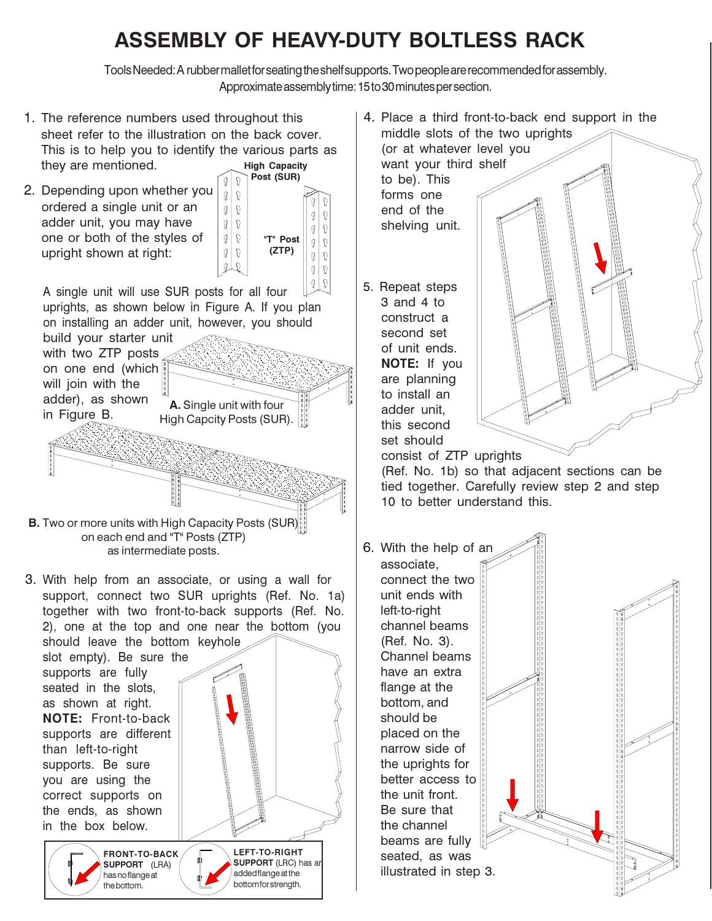# ASSEMBLY OF HEAVY-DUTY BOLTLESS RACK

Tools Needed: A rubber mallet for seating the shelf supports. Two people are recommended for assembly. Approximate assembly time: 15 to 30 minutes per section.

1. The reference numbers used throughout this sheet refer to the illustration on the back cover. This is to help you to identify the various parts as they are mentioned.

2. Depending upon whether you ordered a single unit or an adder unit, you may have one or both of the styles of upright shown at right:

   **High Capacity Post (SUR)**

   **"T" Post (ZTP)**

   A single unit will use SUR posts for all four uprights, as shown below in Figure A. If you plan on installing an adder unit, however, you should build your starter unit with two ZTP posts on one end (which will join with the adder), as shown in Figure B.

   **A.** Single unit with four High Capcity Posts (SUR).

   **B.** Two or more units with High Capacity Posts (SUR) on each end and "T" Posts (ZTP) as intermediate posts.

3. With help from an associate, or using a wall for support, connect two SUR uprights (Ref. No. 1a) together with two front-to-back supports (Ref. No. 2), one at the top and one near the bottom (you should leave the bottom keyhole slot empty). Be sure the supports are fully seated in the slots, as shown at right. **NOTE:** Front-to-back supports are different than left-to-right supports. Be sure you are using the correct supports on the ends, as shown in the box below.

   **FRONT-TO-BACK SUPPORT** (LRA) has no flange at the bottom.

   **LEFT-TO-RIGHT SUPPORT** (LRC) has an added flange at the bottom for strength.

4. Place a third front-to-back end support in the middle slots of the two uprights (or at whatever level you want your third shelf to be). This forms one end of the shelving unit.

5. Repeat steps 3 and 4 to construct a second set of unit ends. **NOTE:** If you are planning to install an adder unit, this second set should consist of ZTP uprights (Ref. No. 1b) so that adjacent sections can be tied together. Carefully review step 2 and step 10 to better understand this.

6. With the help of an associate, connect the two unit ends with left-to-right channel beams (Ref. No. 3). Channel beams have an extra flange at the bottom, and should be placed on the narrow side of the uprights for better access to the unit front. Be sure that the channel beams are fully seated, as was illustrated in step 3.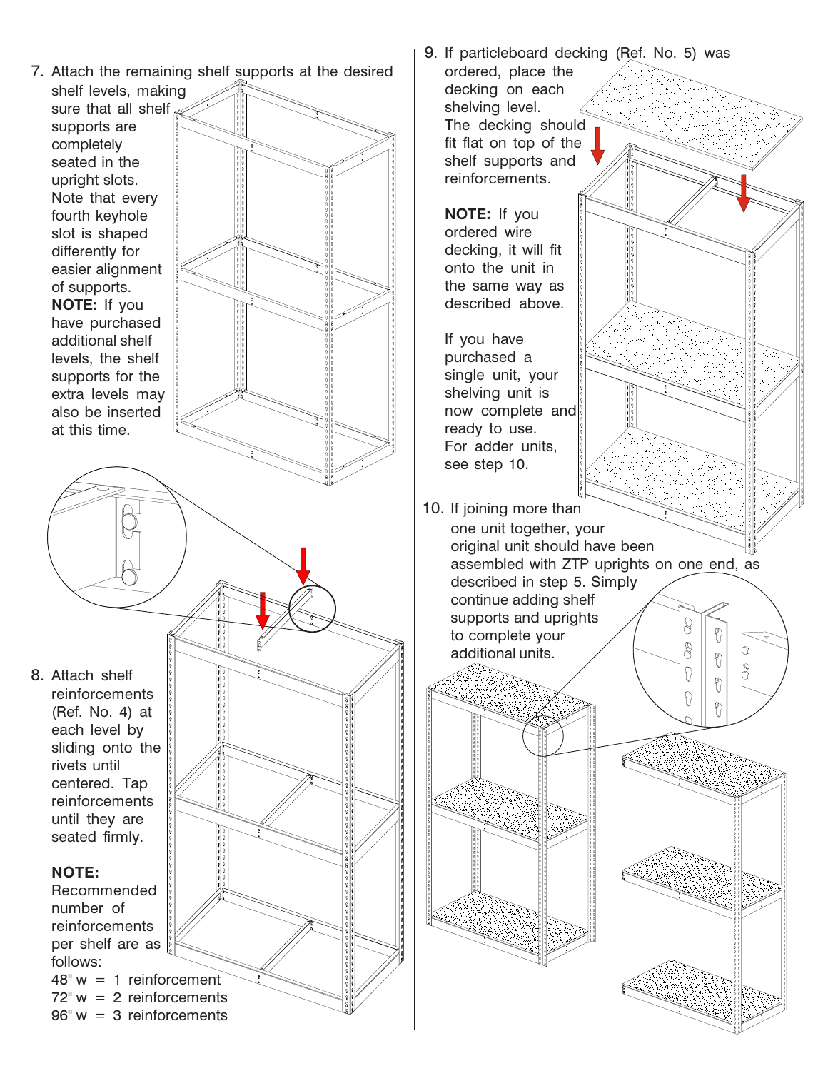7. Attach the remaining shelf supports at the desired shelf levels, making sure that all shelf supports are completely seated in the upright slots. Note that every fourth keyhole slot is shaped differently for easier alignment of supports. **NOTE:** If you have purchased additional shelf levels, the shelf supports for the extra levels may also be inserted at this time.

8. Attach shelf reinforcements (Ref. No. 4) at each level by sliding onto the rivets until centered. Tap reinforcements until they are seated firmly.

   **NOTE:** Recommended number of reinforcements per shelf are as follows:
   48" w = 1 reinforcement
   72" w = 2 reinforcements
   96" w = 3 reinforcements

9. If particleboard decking (Ref. No. 5) was ordered, place the decking on each shelving level. The decking should fit flat on top of the shelf supports and reinforcements.

   **NOTE:** If you ordered wire decking, it will fit onto the unit in the same way as described above.

   If you have purchased a single unit, your shelving unit is now complete and ready to use. For adder units, see step 10.

10. If joining more than one unit together, your original unit should have been assembled with ZTP uprights on one end, as described in step 5. Simply continue adding shelf supports and uprights to complete your additional units.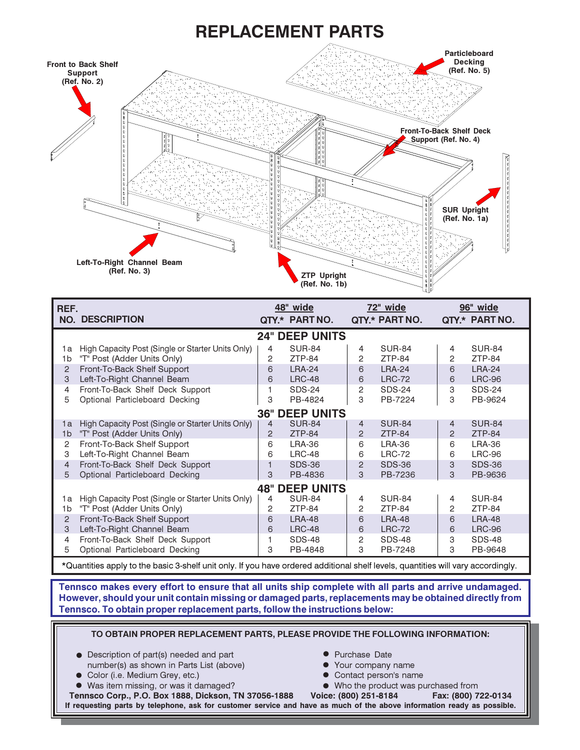# REPLACEMENT PARTS

Front to Back Shelf Support (Ref. No. 2)

Particleboard Decking (Ref. No. 5)

Front-To-Back Shelf Deck Support (Ref. No. 4)

SUR Upright (Ref. No. 1a)

Left-To-Right Channel Beam (Ref. No. 3)

ZTP Upright (Ref. No. 1b)

| REF. NO. | DESCRIPTION | 48" wide QTY.* | PART NO. | 72" wide QTY.* | PART NO. | 96" wide QTY.* | PART NO. |
|---|---|---|---|---|---|---|---|
| | **24" DEEP UNITS** | | | | | | |
| 1a | High Capacity Post (Single or Starter Units Only) | 4 | SUR-84 | 4 | SUR-84 | 4 | SUR-84 |
| 1b | "T" Post (Adder Units Only) | 2 | ZTP-84 | 2 | ZTP-84 | 2 | ZTP-84 |
| 2 | Front-To-Back Shelf Support | 6 | LRA-24 | 6 | LRA-24 | 6 | LRA-24 |
| 3 | Left-To-Right Channel Beam | 6 | LRC-48 | 6 | LRC-72 | 6 | LRC-96 |
| 4 | Front-To-Back Shelf Deck Support | 1 | SDS-24 | 2 | SDS-24 | 3 | SDS-24 |
| 5 | Optional Particleboard Decking | 3 | PB-4824 | 3 | PB-7224 | 3 | PB-9624 |
| | **36" DEEP UNITS** | | | | | | |
| 1a | High Capacity Post (Single or Starter Units Only) | 4 | SUR-84 | 4 | SUR-84 | 4 | SUR-84 |
| 1b | "T" Post (Adder Units Only) | 2 | ZTP-84 | 2 | ZTP-84 | 2 | ZTP-84 |
| 2 | Front-To-Back Shelf Support | 6 | LRA-36 | 6 | LRA-36 | 6 | LRA-36 |
| 3 | Left-To-Right Channel Beam | 6 | LRC-48 | 6 | LRC-72 | 6 | LRC-96 |
| 4 | Front-To-Back Shelf Deck Support | 1 | SDS-36 | 2 | SDS-36 | 3 | SDS-36 |
| 5 | Optional Particleboard Decking | 3 | PB-4836 | 3 | PB-7236 | 3 | PB-9636 |
| | **48" DEEP UNITS** | | | | | | |
| 1a | High Capacity Post (Single or Starter Units Only) | 4 | SUR-84 | 4 | SUR-84 | 4 | SUR-84 |
| 1b | "T" Post (Adder Units Only) | 2 | ZTP-84 | 2 | ZTP-84 | 2 | ZTP-84 |
| 2 | Front-To-Back Shelf Support | 6 | LRA-48 | 6 | LRA-48 | 6 | LRA-48 |
| 3 | Left-To-Right Channel Beam | 6 | LRC-48 | 6 | LRC-72 | 6 | LRC-96 |
| 4 | Front-To-Back Shelf Deck Support | 1 | SDS-48 | 2 | SDS-48 | 3 | SDS-48 |
| 5 | Optional Particleboard Decking | 3 | PB-4848 | 3 | PB-7248 | 3 | PB-9648 |

*Quantities apply to the basic 3-shelf unit only. If you have ordered additional shelf levels, quantities will vary accordingly.

**Tennsco makes every effort to ensure that all units ship complete with all parts and arrive undamaged. However, should your unit contain missing or damaged parts, replacements may be obtained directly from Tennsco. To obtain proper replacement parts, follow the instructions below:**

**TO OBTAIN PROPER REPLACEMENT PARTS, PLEASE PROVIDE THE FOLLOWING INFORMATION:**

- Description of part(s) needed and part number(s) as shown in Parts List (above)
- Color (i.e. Medium Grey, etc.)
- Was item missing, or was it damaged?
- Purchase Date
- Your company name
- Contact person's name
- Who the product was purchased from

**Tennsco Corp., P.O. Box 1888, Dickson, TN 37056-1888 Voice: (800) 251-8184 Fax: (800) 722-0134**

**If requesting parts by telephone, ask for customer service and have as much of the above information ready as possible.**